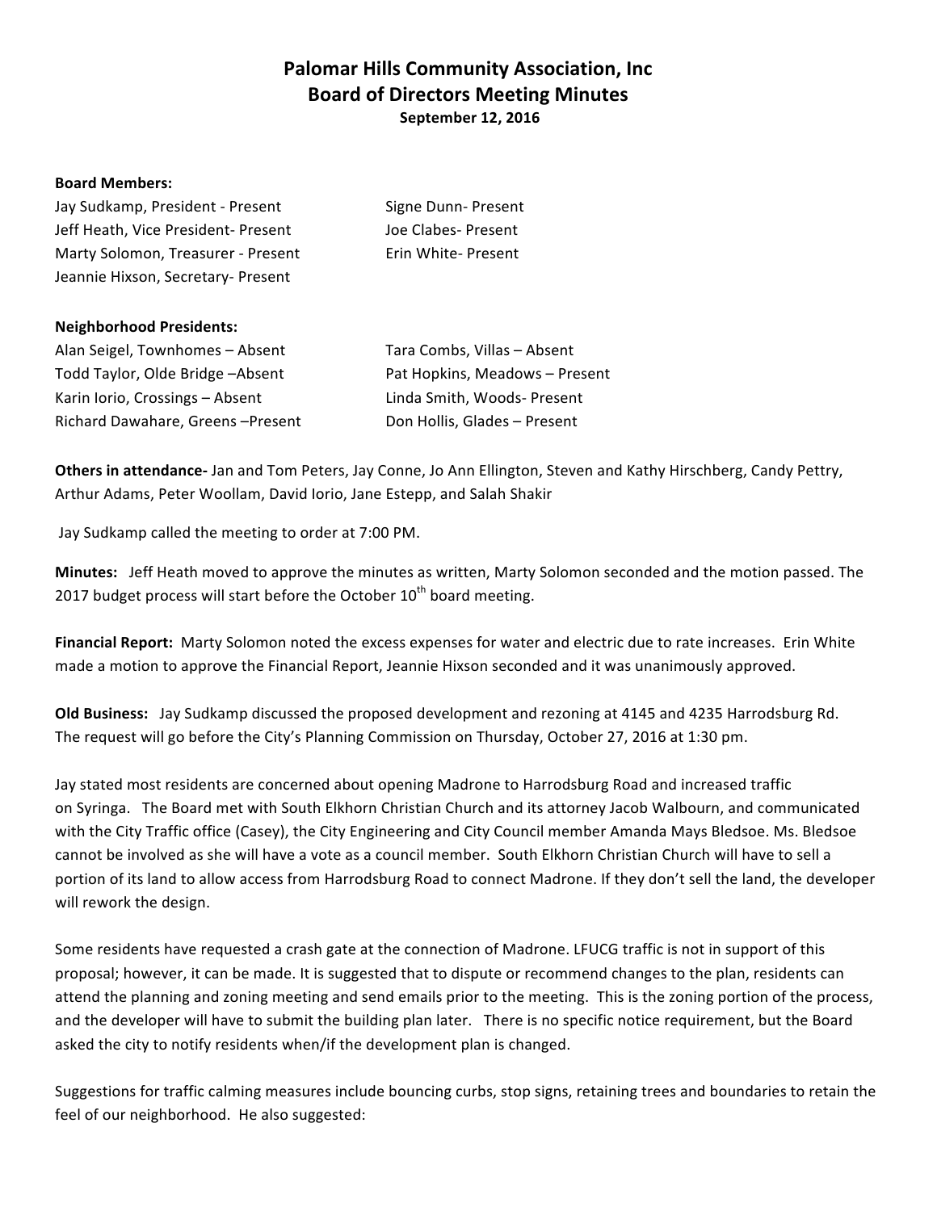# Palomar Hills Community Association, Inc
# Board of Directors Meeting Minutes
**September 12, 2016**

**Board Members:**

Jay Sudkamp, President - Present
Jeff Heath, Vice President- Present
Marty Solomon, Treasurer - Present
Jeannie Hixson, Secretary- Present
Signe Dunn- Present
Joe Clabes- Present
Erin White- Present

**Neighborhood Presidents:**

Alan Seigel, Townhomes – Absent
Todd Taylor, Olde Bridge –Absent
Karin Iorio, Crossings – Absent
Richard Dawahare, Greens –Present
Tara Combs, Villas – Absent
Pat Hopkins, Meadows – Present
Linda Smith, Woods- Present
Don Hollis, Glades – Present

**Others in attendance-** Jan and Tom Peters, Jay Conne, Jo Ann Ellington, Steven and Kathy Hirschberg, Candy Pettry, Arthur Adams, Peter Woollam, David Iorio, Jane Estepp, and Salah Shakir

Jay Sudkamp called the meeting to order at 7:00 PM.

**Minutes:** Jeff Heath moved to approve the minutes as written, Marty Solomon seconded and the motion passed. The 2017 budget process will start before the October 10th board meeting.

**Financial Report:** Marty Solomon noted the excess expenses for water and electric due to rate increases. Erin White made a motion to approve the Financial Report, Jeannie Hixson seconded and it was unanimously approved.

**Old Business:** Jay Sudkamp discussed the proposed development and rezoning at 4145 and 4235 Harrodsburg Rd. The request will go before the City's Planning Commission on Thursday, October 27, 2016 at 1:30 pm.

Jay stated most residents are concerned about opening Madrone to Harrodsburg Road and increased traffic on Syringa. The Board met with South Elkhorn Christian Church and its attorney Jacob Walbourn, and communicated with the City Traffic office (Casey), the City Engineering and City Council member Amanda Mays Bledsoe. Ms. Bledsoe cannot be involved as she will have a vote as a council member. South Elkhorn Christian Church will have to sell a portion of its land to allow access from Harrodsburg Road to connect Madrone. If they don't sell the land, the developer will rework the design.

Some residents have requested a crash gate at the connection of Madrone. LFUCG traffic is not in support of this proposal; however, it can be made. It is suggested that to dispute or recommend changes to the plan, residents can attend the planning and zoning meeting and send emails prior to the meeting. This is the zoning portion of the process, and the developer will have to submit the building plan later. There is no specific notice requirement, but the Board asked the city to notify residents when/if the development plan is changed.

Suggestions for traffic calming measures include bouncing curbs, stop signs, retaining trees and boundaries to retain the feel of our neighborhood. He also suggested: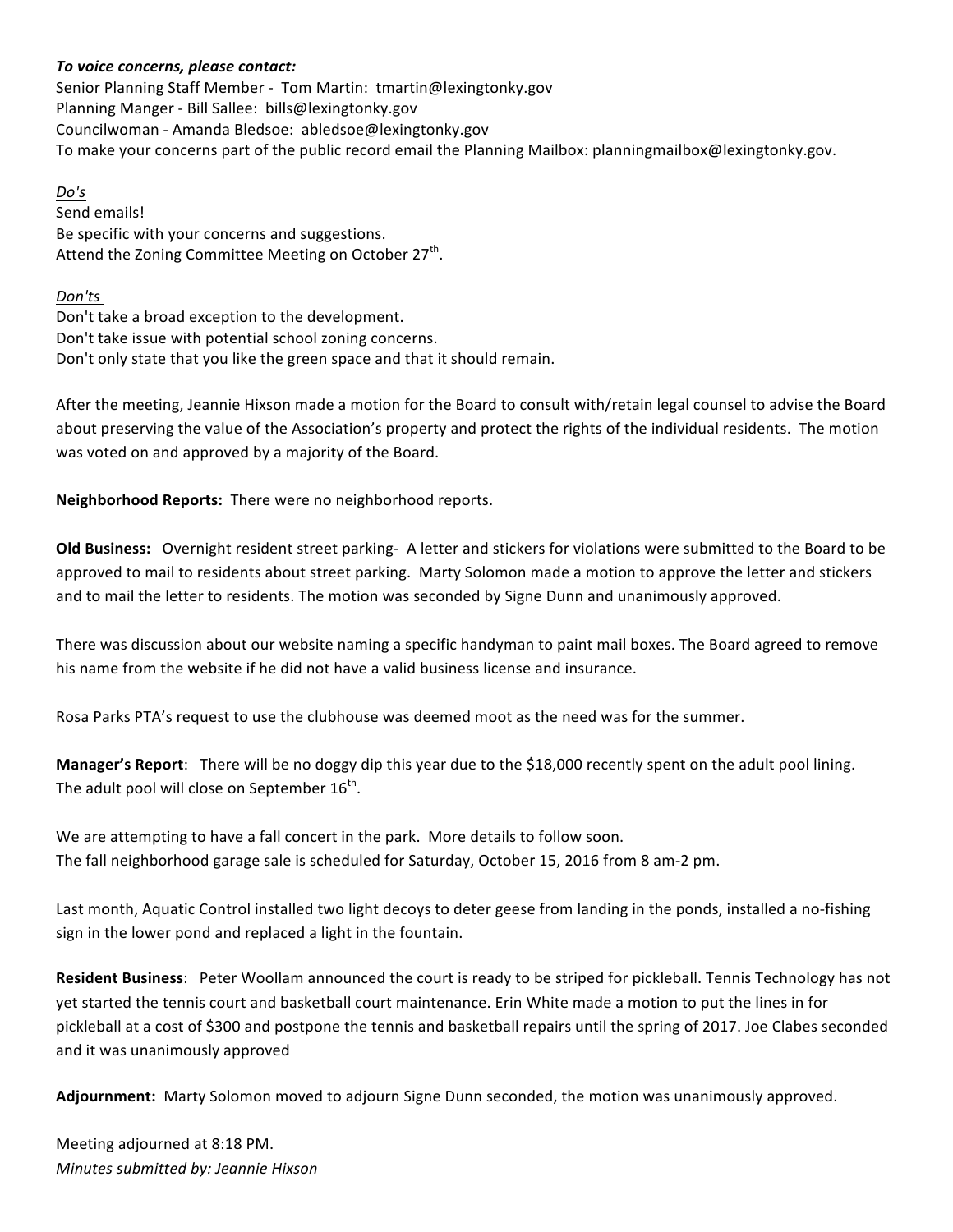***To voice concerns, please contact:***

Senior Planning Staff Member - Tom Martin: tmartin@lexingtonky.gov
Planning Manger - Bill Sallee: bills@lexingtonky.gov
Councilwoman - Amanda Bledsoe: abledsoe@lexingtonky.gov
To make your concerns part of the public record email the Planning Mailbox: planningmailbox@lexingtonky.gov.

*Do's*

Send emails!
Be specific with your concerns and suggestions.
Attend the Zoning Committee Meeting on October 27th.

*Don'ts*

Don't take a broad exception to the development.
Don't take issue with potential school zoning concerns.
Don't only state that you like the green space and that it should remain.

After the meeting, Jeannie Hixson made a motion for the Board to consult with/retain legal counsel to advise the Board about preserving the value of the Association's property and protect the rights of the individual residents. The motion was voted on and approved by a majority of the Board.

**Neighborhood Reports:** There were no neighborhood reports.

**Old Business:** Overnight resident street parking- A letter and stickers for violations were submitted to the Board to be approved to mail to residents about street parking. Marty Solomon made a motion to approve the letter and stickers and to mail the letter to residents. The motion was seconded by Signe Dunn and unanimously approved.

There was discussion about our website naming a specific handyman to paint mail boxes. The Board agreed to remove his name from the website if he did not have a valid business license and insurance.

Rosa Parks PTA's request to use the clubhouse was deemed moot as the need was for the summer.

**Manager's Report**: There will be no doggy dip this year due to the $18,000 recently spent on the adult pool lining. The adult pool will close on September 16th.

We are attempting to have a fall concert in the park. More details to follow soon.
The fall neighborhood garage sale is scheduled for Saturday, October 15, 2016 from 8 am-2 pm.

Last month, Aquatic Control installed two light decoys to deter geese from landing in the ponds, installed a no-fishing sign in the lower pond and replaced a light in the fountain.

**Resident Business**: Peter Woollam announced the court is ready to be striped for pickleball. Tennis Technology has not yet started the tennis court and basketball court maintenance. Erin White made a motion to put the lines in for pickleball at a cost of $300 and postpone the tennis and basketball repairs until the spring of 2017. Joe Clabes seconded and it was unanimously approved

**Adjournment:** Marty Solomon moved to adjourn Signe Dunn seconded, the motion was unanimously approved.

Meeting adjourned at 8:18 PM.
*Minutes submitted by: Jeannie Hixson*